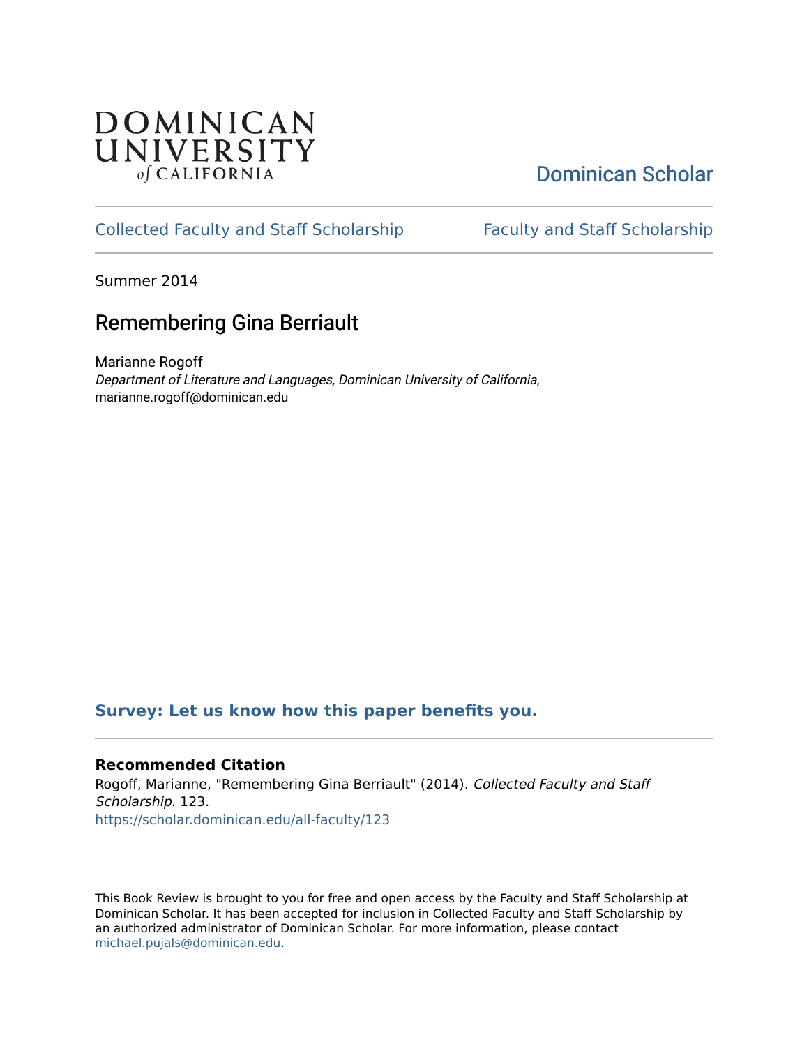DOMINICAN UNIVERSITY *of* CALIFORNIA

Dominican Scholar

Collected Faculty and Staff Scholarship | Faculty and Staff Scholarship

Summer 2014

# Remembering Gina Berriault

Marianne Rogoff
*Department of Literature and Languages, Dominican University of California*, marianne.rogoff@dominican.edu

**Survey: Let us know how this paper benefits you.**

### Recommended Citation

Rogoff, Marianne, "Remembering Gina Berriault" (2014). *Collected Faculty and Staff Scholarship*. 123.
https://scholar.dominican.edu/all-faculty/123

This Book Review is brought to you for free and open access by the Faculty and Staff Scholarship at Dominican Scholar. It has been accepted for inclusion in Collected Faculty and Staff Scholarship by an authorized administrator of Dominican Scholar. For more information, please contact michael.pujals@dominican.edu.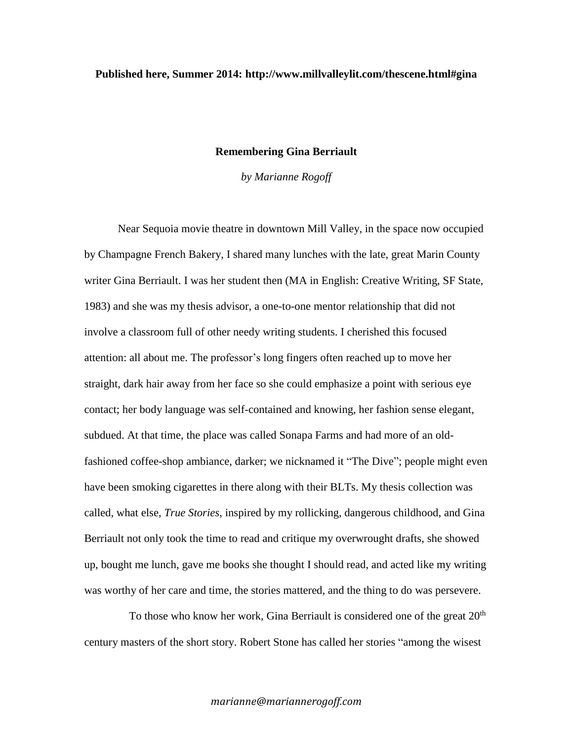**Published here, Summer 2014: http://www.millvalleylit.com/thescene.html#gina**

# Remembering Gina Berriault

*by Marianne Rogoff*

Near Sequoia movie theatre in downtown Mill Valley, in the space now occupied by Champagne French Bakery, I shared many lunches with the late, great Marin County writer Gina Berriault. I was her student then (MA in English: Creative Writing, SF State, 1983) and she was my thesis advisor, a one-to-one mentor relationship that did not involve a classroom full of other needy writing students. I cherished this focused attention: all about me. The professor's long fingers often reached up to move her straight, dark hair away from her face so she could emphasize a point with serious eye contact; her body language was self-contained and knowing, her fashion sense elegant, subdued. At that time, the place was called Sonapa Farms and had more of an old-fashioned coffee-shop ambiance, darker; we nicknamed it "The Dive"; people might even have been smoking cigarettes in there along with their BLTs. My thesis collection was called, what else, *True Stories*, inspired by my rollicking, dangerous childhood, and Gina Berriault not only took the time to read and critique my overwrought drafts, she showed up, bought me lunch, gave me books she thought I should read, and acted like my writing was worthy of her care and time, the stories mattered, and the thing to do was persevere.

To those who know her work, Gina Berriault is considered one of the great 20th century masters of the short story. Robert Stone has called her stories "among the wisest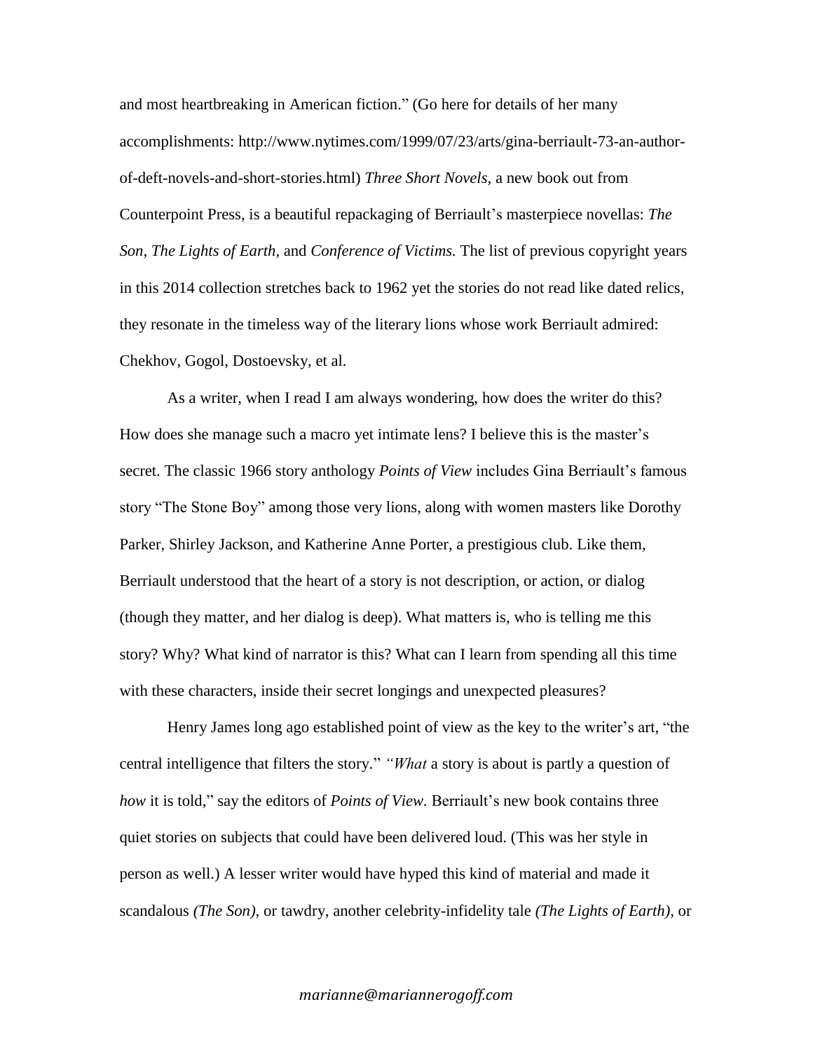and most heartbreaking in American fiction." (Go here for details of her many accomplishments: http://www.nytimes.com/1999/07/23/arts/gina-berriault-73-an-author-of-deft-novels-and-short-stories.html) *Three Short Novels*, a new book out from Counterpoint Press, is a beautiful repackaging of Berriault's masterpiece novellas: *The Son*, *The Lights of Earth,* and *Conference of Victims.* The list of previous copyright years in this 2014 collection stretches back to 1962 yet the stories do not read like dated relics, they resonate in the timeless way of the literary lions whose work Berriault admired: Chekhov, Gogol, Dostoevsky, et al.

As a writer, when I read I am always wondering, how does the writer do this? How does she manage such a macro yet intimate lens? I believe this is the master's secret. The classic 1966 story anthology *Points of View* includes Gina Berriault's famous story "The Stone Boy" among those very lions, along with women masters like Dorothy Parker, Shirley Jackson, and Katherine Anne Porter, a prestigious club. Like them, Berriault understood that the heart of a story is not description, or action, or dialog (though they matter, and her dialog is deep). What matters is, who is telling me this story? Why? What kind of narrator is this? What can I learn from spending all this time with these characters, inside their secret longings and unexpected pleasures?

Henry James long ago established point of view as the key to the writer's art, "the central intelligence that filters the story." *"What* a story is about is partly a question of *how* it is told," say the editors of *Points of View.* Berriault's new book contains three quiet stories on subjects that could have been delivered loud. (This was her style in person as well.) A lesser writer would have hyped this kind of material and made it scandalous *(The Son)*, or tawdry, another celebrity-infidelity tale *(The Lights of Earth),* or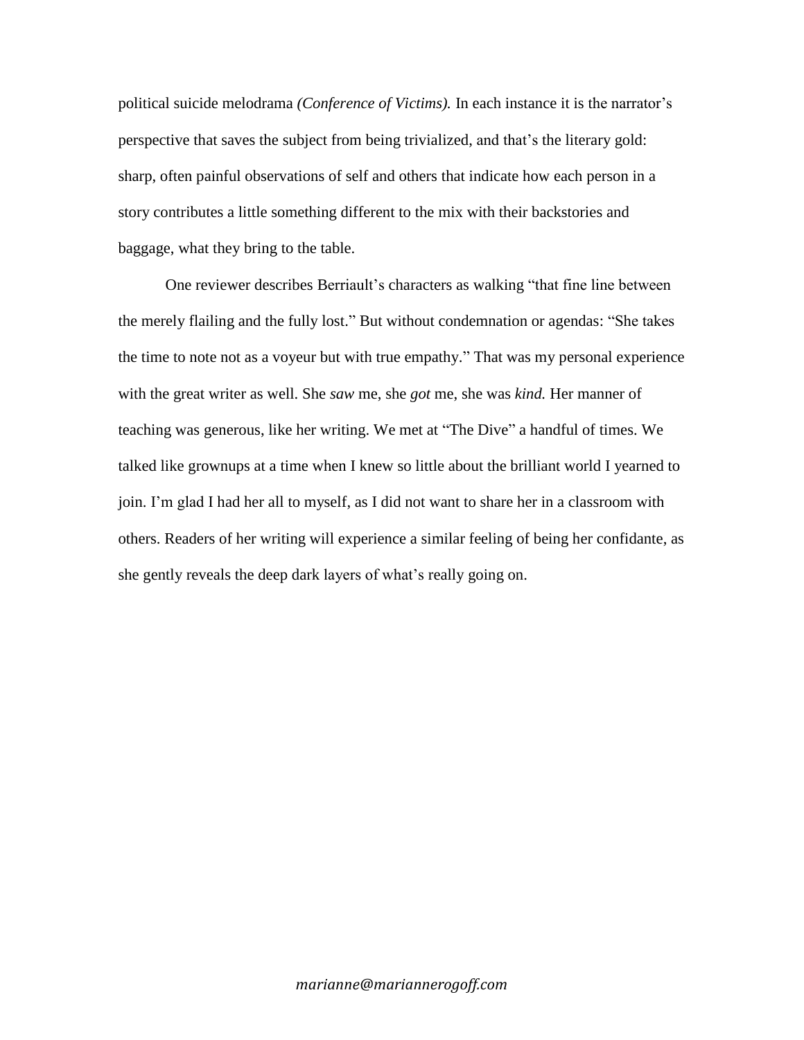political suicide melodrama *(Conference of Victims).* In each instance it is the narrator's perspective that saves the subject from being trivialized, and that's the literary gold: sharp, often painful observations of self and others that indicate how each person in a story contributes a little something different to the mix with their backstories and baggage, what they bring to the table.

One reviewer describes Berriault's characters as walking "that fine line between the merely flailing and the fully lost." But without condemnation or agendas: "She takes the time to note not as a voyeur but with true empathy." That was my personal experience with the great writer as well. She *saw* me, she *got* me, she was *kind.* Her manner of teaching was generous, like her writing. We met at "The Dive" a handful of times. We talked like grownups at a time when I knew so little about the brilliant world I yearned to join. I'm glad I had her all to myself, as I did not want to share her in a classroom with others. Readers of her writing will experience a similar feeling of being her confidante, as she gently reveals the deep dark layers of what's really going on.